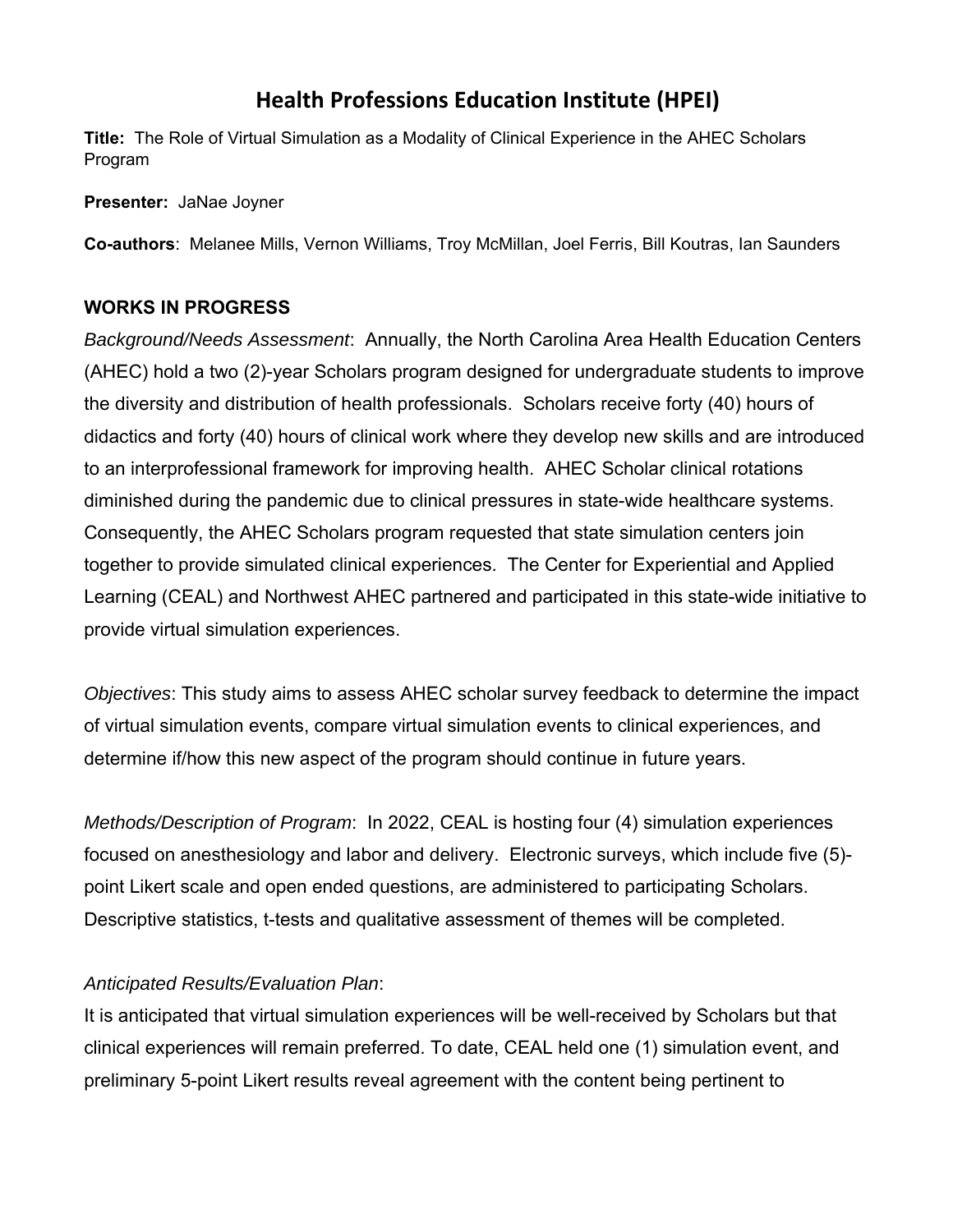# Health Professions Education Institute (HPEI)

**Title:** The Role of Virtual Simulation as a Modality of Clinical Experience in the AHEC Scholars Program

**Presenter:** JaNae Joyner

**Co-authors**: Melanee Mills, Vernon Williams, Troy McMillan, Joel Ferris, Bill Koutras, Ian Saunders

**WORKS IN PROGRESS**

*Background/Needs Assessment*: Annually, the North Carolina Area Health Education Centers (AHEC) hold a two (2)-year Scholars program designed for undergraduate students to improve the diversity and distribution of health professionals. Scholars receive forty (40) hours of didactics and forty (40) hours of clinical work where they develop new skills and are introduced to an interprofessional framework for improving health. AHEC Scholar clinical rotations diminished during the pandemic due to clinical pressures in state-wide healthcare systems. Consequently, the AHEC Scholars program requested that state simulation centers join together to provide simulated clinical experiences. The Center for Experiential and Applied Learning (CEAL) and Northwest AHEC partnered and participated in this state-wide initiative to provide virtual simulation experiences.

*Objectives*: This study aims to assess AHEC scholar survey feedback to determine the impact of virtual simulation events, compare virtual simulation events to clinical experiences, and determine if/how this new aspect of the program should continue in future years.

*Methods/Description of Program*: In 2022, CEAL is hosting four (4) simulation experiences focused on anesthesiology and labor and delivery. Electronic surveys, which include five (5)-point Likert scale and open ended questions, are administered to participating Scholars. Descriptive statistics, t-tests and qualitative assessment of themes will be completed.

*Anticipated Results/Evaluation Plan*:

It is anticipated that virtual simulation experiences will be well-received by Scholars but that clinical experiences will remain preferred. To date, CEAL held one (1) simulation event, and preliminary 5-point Likert results reveal agreement with the content being pertinent to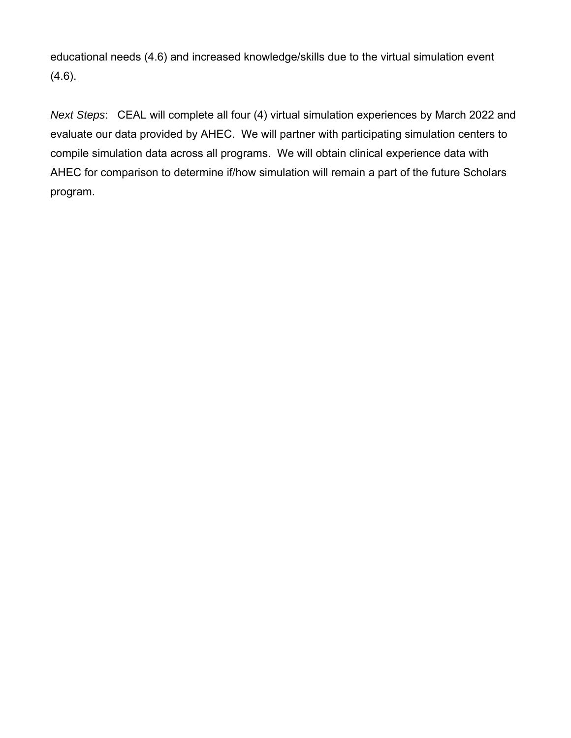educational needs (4.6) and increased knowledge/skills due to the virtual simulation event (4.6).

*Next Steps*: CEAL will complete all four (4) virtual simulation experiences by March 2022 and evaluate our data provided by AHEC. We will partner with participating simulation centers to compile simulation data across all programs. We will obtain clinical experience data with AHEC for comparison to determine if/how simulation will remain a part of the future Scholars program.